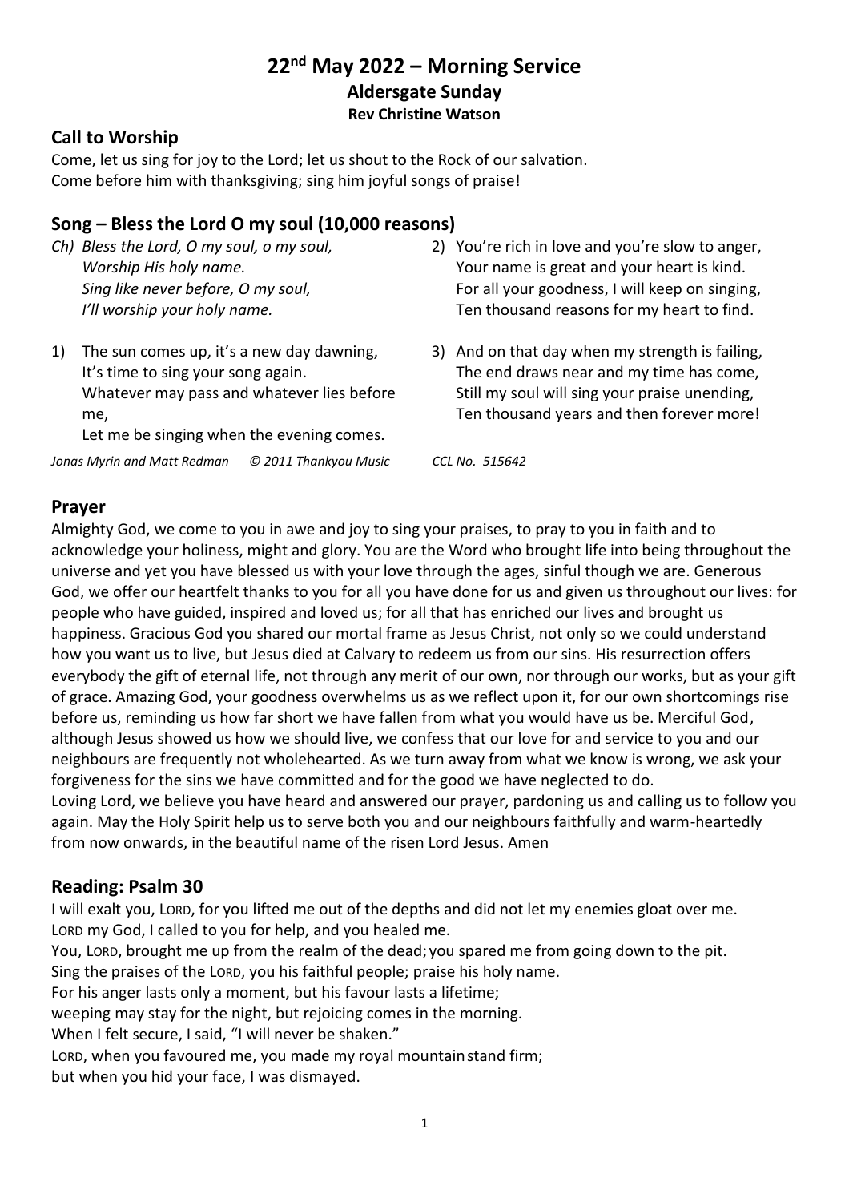# 22nd May 2022 – Morning Service

## Aldersgate Sunday

### Rev Christine Watson

## Call to Worship

Come, let us sing for joy to the Lord; let us shout to the Rock of our salvation.
Come before him with thanksgiving; sing him joyful songs of praise!

## Song – Bless the Lord O my soul (10,000 reasons)

*Ch) Bless the Lord, O my soul, o my soul,*
*Worship His holy name.*
*Sing like never before, O my soul,*
*I'll worship your holy name.*

1) The sun comes up, it's a new day dawning,
It's time to sing your song again.
Whatever may pass and whatever lies before me,
Let me be singing when the evening comes.

2) You're rich in love and you're slow to anger,
Your name is great and your heart is kind.
For all your goodness, I will keep on singing,
Ten thousand reasons for my heart to find.

3) And on that day when my strength is failing,
The end draws near and my time has come,
Still my soul will sing your praise unending,
Ten thousand years and then forever more!

*Jonas Myrin and Matt Redman © 2011 Thankyou Music CCL No. 515642*

## Prayer

Almighty God, we come to you in awe and joy to sing your praises, to pray to you in faith and to acknowledge your holiness, might and glory. You are the Word who brought life into being throughout the universe and yet you have blessed us with your love through the ages, sinful though we are. Generous God, we offer our heartfelt thanks to you for all you have done for us and given us throughout our lives: for people who have guided, inspired and loved us; for all that has enriched our lives and brought us happiness. Gracious God you shared our mortal frame as Jesus Christ, not only so we could understand how you want us to live, but Jesus died at Calvary to redeem us from our sins. His resurrection offers everybody the gift of eternal life, not through any merit of our own, nor through our works, but as your gift of grace. Amazing God, your goodness overwhelms us as we reflect upon it, for our own shortcomings rise before us, reminding us how far short we have fallen from what you would have us be. Merciful God, although Jesus showed us how we should live, we confess that our love for and service to you and our neighbours are frequently not wholehearted. As we turn away from what we know is wrong, we ask your forgiveness for the sins we have committed and for the good we have neglected to do.
Loving Lord, we believe you have heard and answered our prayer, pardoning us and calling us to follow you again. May the Holy Spirit help us to serve both you and our neighbours faithfully and warm-heartedly from now onwards, in the beautiful name of the risen Lord Jesus. Amen

## Reading: Psalm 30

I will exalt you, LORD, for you lifted me out of the depths and did not let my enemies gloat over me.
LORD my God, I called to you for help, and you healed me.
You, LORD, brought me up from the realm of the dead; you spared me from going down to the pit.
Sing the praises of the LORD, you his faithful people; praise his holy name.
For his anger lasts only a moment, but his favour lasts a lifetime;
weeping may stay for the night, but rejoicing comes in the morning.
When I felt secure, I said, "I will never be shaken."
LORD, when you favoured me, you made my royal mountain stand firm;
but when you hid your face, I was dismayed.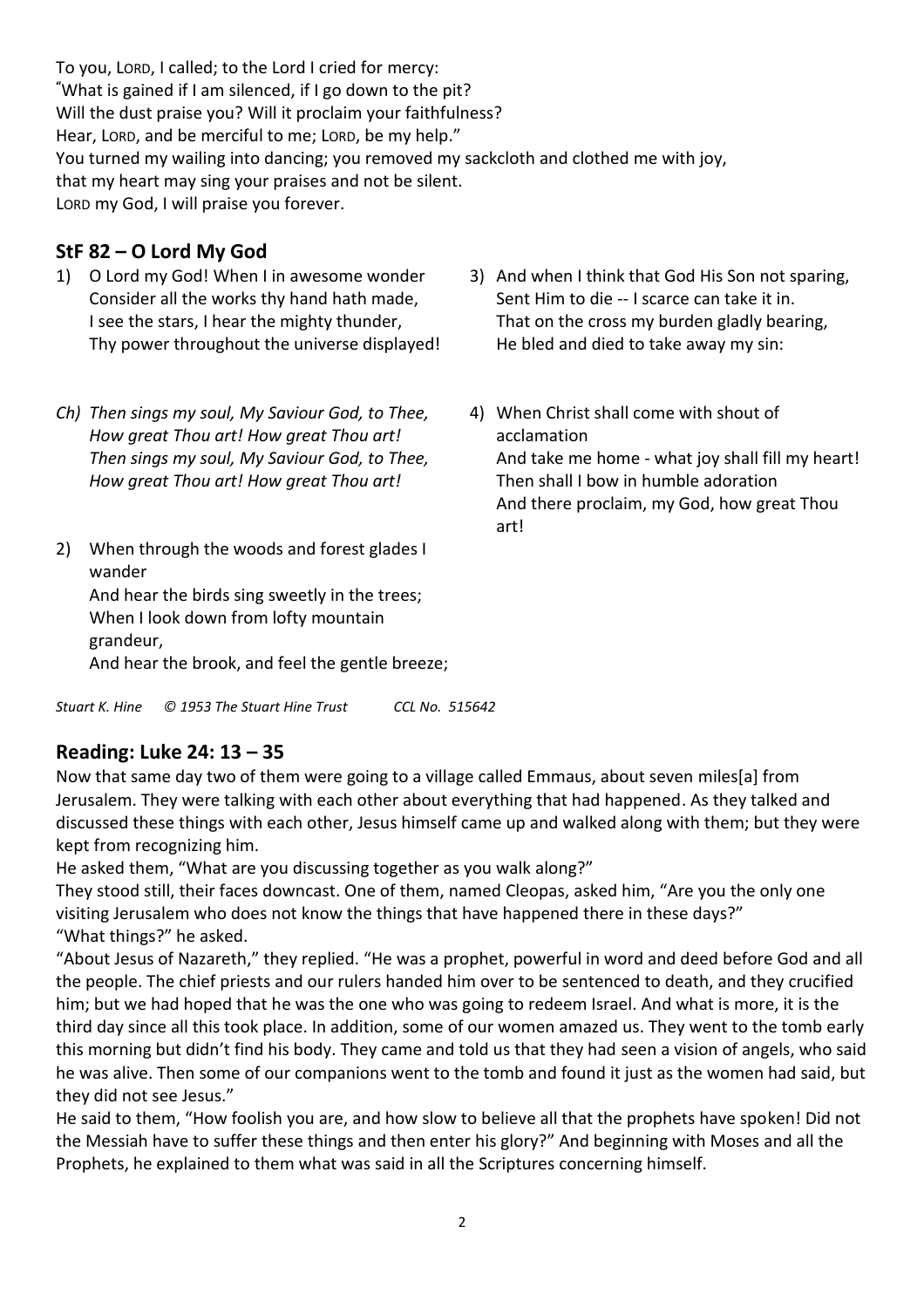To you, LORD, I called; to the Lord I cried for mercy:
"What is gained if I am silenced, if I go down to the pit?
Will the dust praise you? Will it proclaim your faithfulness?
Hear, LORD, and be merciful to me; LORD, be my help."
You turned my wailing into dancing; you removed my sackcloth and clothed me with joy,
that my heart may sing your praises and not be silent.
LORD my God, I will praise you forever.

## StF 82 – O Lord My God

1) O Lord my God! When I in awesome wonder
Consider all the works thy hand hath made,
I see the stars, I hear the mighty thunder,
Thy power throughout the universe displayed!

*Ch) Then sings my soul, My Saviour God, to Thee,*
*How great Thou art! How great Thou art!*
*Then sings my soul, My Saviour God, to Thee,*
*How great Thou art! How great Thou art!*

2) When through the woods and forest glades I wander
And hear the birds sing sweetly in the trees;
When I look down from lofty mountain grandeur,
And hear the brook, and feel the gentle breeze;

3) And when I think that God His Son not sparing,
Sent Him to die -- I scarce can take it in.
That on the cross my burden gladly bearing,
He bled and died to take away my sin:

4) When Christ shall come with shout of acclamation
And take me home - what joy shall fill my heart!
Then shall I bow in humble adoration
And there proclaim, my God, how great Thou art!

*Stuart K. Hine © 1953 The Stuart Hine Trust CCL No. 515642*

## Reading: Luke 24: 13 – 35

Now that same day two of them were going to a village called Emmaus, about seven miles[a] from Jerusalem. They were talking with each other about everything that had happened. As they talked and discussed these things with each other, Jesus himself came up and walked along with them; but they were kept from recognizing him.

He asked them, "What are you discussing together as you walk along?"

They stood still, their faces downcast. One of them, named Cleopas, asked him, "Are you the only one visiting Jerusalem who does not know the things that have happened there in these days?"

"What things?" he asked.

"About Jesus of Nazareth," they replied. "He was a prophet, powerful in word and deed before God and all the people. The chief priests and our rulers handed him over to be sentenced to death, and they crucified him; but we had hoped that he was the one who was going to redeem Israel. And what is more, it is the third day since all this took place. In addition, some of our women amazed us. They went to the tomb early this morning but didn't find his body. They came and told us that they had seen a vision of angels, who said he was alive. Then some of our companions went to the tomb and found it just as the women had said, but they did not see Jesus."

He said to them, "How foolish you are, and how slow to believe all that the prophets have spoken! Did not the Messiah have to suffer these things and then enter his glory?" And beginning with Moses and all the Prophets, he explained to them what was said in all the Scriptures concerning himself.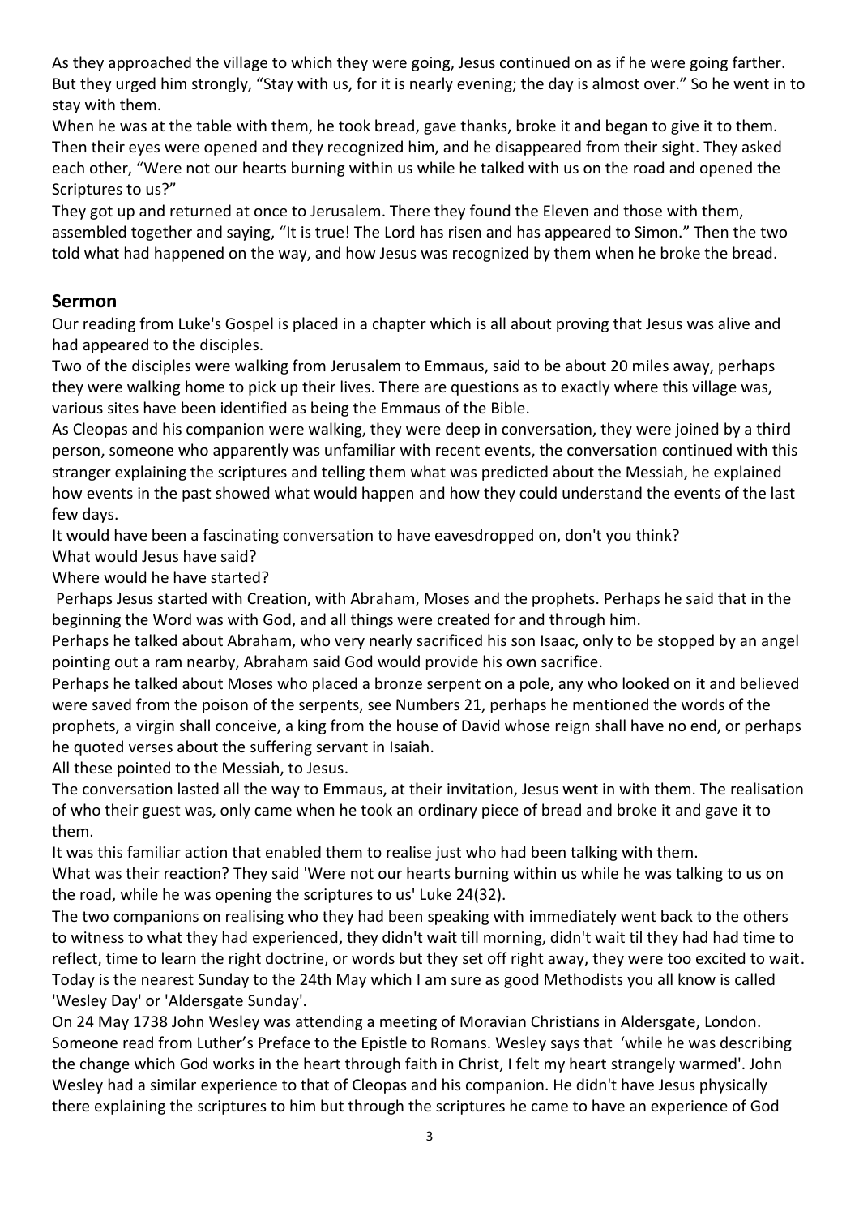As they approached the village to which they were going, Jesus continued on as if he were going farther. But they urged him strongly, "Stay with us, for it is nearly evening; the day is almost over." So he went in to stay with them.

When he was at the table with them, he took bread, gave thanks, broke it and began to give it to them. Then their eyes were opened and they recognized him, and he disappeared from their sight. They asked each other, "Were not our hearts burning within us while he talked with us on the road and opened the Scriptures to us?"

They got up and returned at once to Jerusalem. There they found the Eleven and those with them, assembled together and saying, "It is true! The Lord has risen and has appeared to Simon." Then the two told what had happened on the way, and how Jesus was recognized by them when he broke the bread.

## Sermon

Our reading from Luke's Gospel is placed in a chapter which is all about proving that Jesus was alive and had appeared to the disciples.

Two of the disciples were walking from Jerusalem to Emmaus, said to be about 20 miles away, perhaps they were walking home to pick up their lives. There are questions as to exactly where this village was, various sites have been identified as being the Emmaus of the Bible.

As Cleopas and his companion were walking, they were deep in conversation, they were joined by a third person, someone who apparently was unfamiliar with recent events, the conversation continued with this stranger explaining the scriptures and telling them what was predicted about the Messiah, he explained how events in the past showed what would happen and how they could understand the events of the last few days.

It would have been a fascinating conversation to have eavesdropped on, don't you think?

What would Jesus have said?

Where would he have started?

Perhaps Jesus started with Creation, with Abraham, Moses and the prophets. Perhaps he said that in the beginning the Word was with God, and all things were created for and through him.

Perhaps he talked about Abraham, who very nearly sacrificed his son Isaac, only to be stopped by an angel pointing out a ram nearby, Abraham said God would provide his own sacrifice.

Perhaps he talked about Moses who placed a bronze serpent on a pole, any who looked on it and believed were saved from the poison of the serpents, see Numbers 21, perhaps he mentioned the words of the prophets, a virgin shall conceive, a king from the house of David whose reign shall have no end, or perhaps he quoted verses about the suffering servant in Isaiah.

All these pointed to the Messiah, to Jesus.

The conversation lasted all the way to Emmaus, at their invitation, Jesus went in with them. The realisation of who their guest was, only came when he took an ordinary piece of bread and broke it and gave it to them.

It was this familiar action that enabled them to realise just who had been talking with them.

What was their reaction? They said 'Were not our hearts burning within us while he was talking to us on the road, while he was opening the scriptures to us' Luke 24(32).

The two companions on realising who they had been speaking with immediately went back to the others to witness to what they had experienced, they didn't wait till morning, didn't wait til they had had time to reflect, time to learn the right doctrine, or words but they set off right away, they were too excited to wait. Today is the nearest Sunday to the 24th May which I am sure as good Methodists you all know is called 'Wesley Day' or 'Aldersgate Sunday'.

On 24 May 1738 John Wesley was attending a meeting of Moravian Christians in Aldersgate, London. Someone read from Luther's Preface to the Epistle to Romans. Wesley says that 'while he was describing the change which God works in the heart through faith in Christ, I felt my heart strangely warmed'. John Wesley had a similar experience to that of Cleopas and his companion. He didn't have Jesus physically there explaining the scriptures to him but through the scriptures he came to have an experience of God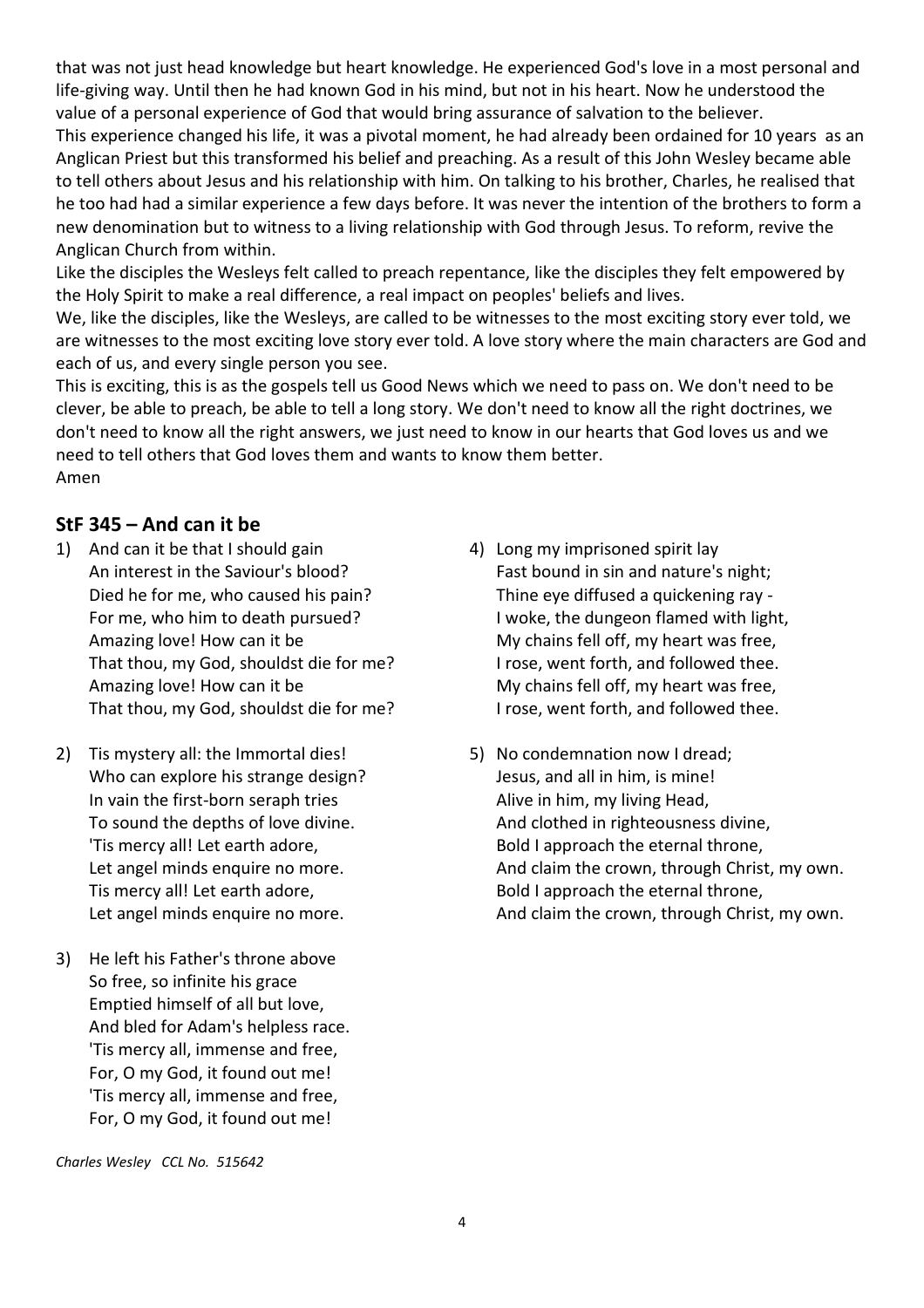that was not just head knowledge but heart knowledge. He experienced God's love in a most personal and life-giving way. Until then he had known God in his mind, but not in his heart. Now he understood the value of a personal experience of God that would bring assurance of salvation to the believer.
This experience changed his life, it was a pivotal moment, he had already been ordained for 10 years as an Anglican Priest but this transformed his belief and preaching. As a result of this John Wesley became able to tell others about Jesus and his relationship with him. On talking to his brother, Charles, he realised that he too had had a similar experience a few days before. It was never the intention of the brothers to form a new denomination but to witness to a living relationship with God through Jesus. To reform, revive the Anglican Church from within.
Like the disciples the Wesleys felt called to preach repentance, like the disciples they felt empowered by the Holy Spirit to make a real difference, a real impact on peoples' beliefs and lives.
We, like the disciples, like the Wesleys, are called to be witnesses to the most exciting story ever told, we are witnesses to the most exciting love story ever told. A love story where the main characters are God and each of us, and every single person you see.
This is exciting, this is as the gospels tell us Good News which we need to pass on. We don't need to be clever, be able to preach, be able to tell a long story. We don't need to know all the right doctrines, we don't need to know all the right answers, we just need to know in our hearts that God loves us and we need to tell others that God loves them and wants to know them better.
Amen

## StF 345 – And can it be

1) And can it be that I should gain
   An interest in the Saviour's blood?
   Died he for me, who caused his pain?
   For me, who him to death pursued?
   Amazing love! How can it be
   That thou, my God, shouldst die for me?
   Amazing love! How can it be
   That thou, my God, shouldst die for me?

2) Tis mystery all: the Immortal dies!
   Who can explore his strange design?
   In vain the first-born seraph tries
   To sound the depths of love divine.
   'Tis mercy all! Let earth adore,
   Let angel minds enquire no more.
   Tis mercy all! Let earth adore,
   Let angel minds enquire no more.

3) He left his Father's throne above
   So free, so infinite his grace
   Emptied himself of all but love,
   And bled for Adam's helpless race.
   'Tis mercy all, immense and free,
   For, O my God, it found out me!
   'Tis mercy all, immense and free,
   For, O my God, it found out me!

4) Long my imprisoned spirit lay
   Fast bound in sin and nature's night;
   Thine eye diffused a quickening ray -
   I woke, the dungeon flamed with light,
   My chains fell off, my heart was free,
   I rose, went forth, and followed thee.
   My chains fell off, my heart was free,
   I rose, went forth, and followed thee.

5) No condemnation now I dread;
   Jesus, and all in him, is mine!
   Alive in him, my living Head,
   And clothed in righteousness divine,
   Bold I approach the eternal throne,
   And claim the crown, through Christ, my own.
   Bold I approach the eternal throne,
   And claim the crown, through Christ, my own.

*Charles Wesley CCL No. 515642*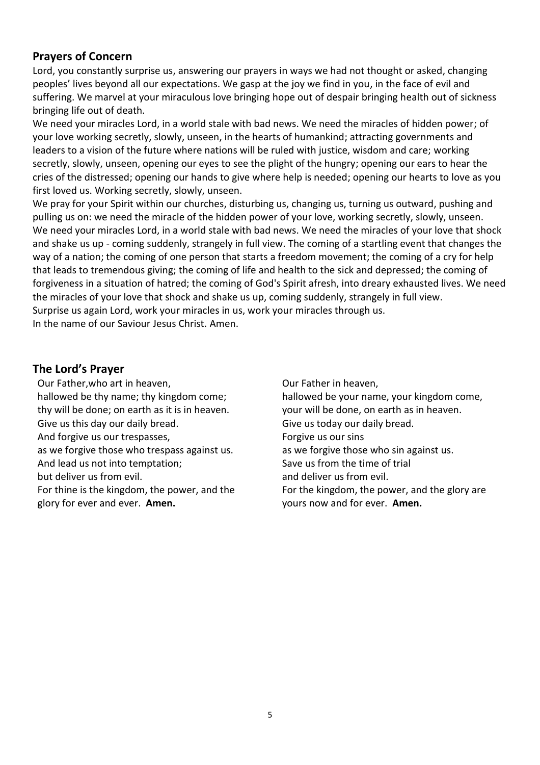## Prayers of Concern

Lord, you constantly surprise us, answering our prayers in ways we had not thought or asked, changing peoples' lives beyond all our expectations. We gasp at the joy we find in you, in the face of evil and suffering. We marvel at your miraculous love bringing hope out of despair bringing health out of sickness bringing life out of death.

We need your miracles Lord, in a world stale with bad news. We need the miracles of hidden power; of your love working secretly, slowly, unseen, in the hearts of humankind; attracting governments and leaders to a vision of the future where nations will be ruled with justice, wisdom and care; working secretly, slowly, unseen, opening our eyes to see the plight of the hungry; opening our ears to hear the cries of the distressed; opening our hands to give where help is needed; opening our hearts to love as you first loved us. Working secretly, slowly, unseen.

We pray for your Spirit within our churches, disturbing us, changing us, turning us outward, pushing and pulling us on: we need the miracle of the hidden power of your love, working secretly, slowly, unseen.

We need your miracles Lord, in a world stale with bad news. We need the miracles of your love that shock and shake us up - coming suddenly, strangely in full view. The coming of a startling event that changes the way of a nation; the coming of one person that starts a freedom movement; the coming of a cry for help that leads to tremendous giving; the coming of life and health to the sick and depressed; the coming of forgiveness in a situation of hatred; the coming of God's Spirit afresh, into dreary exhausted lives. We need the miracles of your love that shock and shake us up, coming suddenly, strangely in full view.

Surprise us again Lord, work your miracles in us, work your miracles through us.

In the name of our Saviour Jesus Christ. Amen.

## The Lord's Prayer

Our Father,who art in heaven,
hallowed be thy name; thy kingdom come;
thy will be done; on earth as it is in heaven.
Give us this day our daily bread.
And forgive us our trespasses,
as we forgive those who trespass against us.
And lead us not into temptation;
but deliver us from evil.
For thine is the kingdom, the power, and the glory for ever and ever. **Amen.**

Our Father in heaven,
hallowed be your name, your kingdom come,
your will be done, on earth as in heaven.
Give us today our daily bread.
Forgive us our sins
as we forgive those who sin against us.
Save us from the time of trial
and deliver us from evil.
For the kingdom, the power, and the glory are yours now and for ever. **Amen.**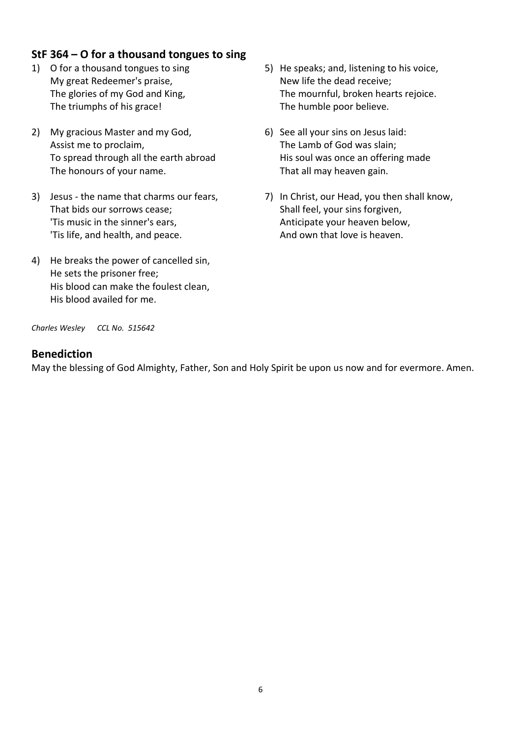## StF 364 – O for a thousand tongues to sing

1) O for a thousand tongues to sing
My great Redeemer's praise,
The glories of my God and King,
The triumphs of his grace!

2) My gracious Master and my God,
Assist me to proclaim,
To spread through all the earth abroad
The honours of your name.

3) Jesus - the name that charms our fears,
That bids our sorrows cease;
'Tis music in the sinner's ears,
'Tis life, and health, and peace.

4) He breaks the power of cancelled sin,
He sets the prisoner free;
His blood can make the foulest clean,
His blood availed for me.

5) He speaks; and, listening to his voice,
New life the dead receive;
The mournful, broken hearts rejoice.
The humble poor believe.

6) See all your sins on Jesus laid:
The Lamb of God was slain;
His soul was once an offering made
That all may heaven gain.

7) In Christ, our Head, you then shall know,
Shall feel, your sins forgiven,
Anticipate your heaven below,
And own that love is heaven.

*Charles Wesley CCL No. 515642*

## Benediction

May the blessing of God Almighty, Father, Son and Holy Spirit be upon us now and for evermore. Amen.